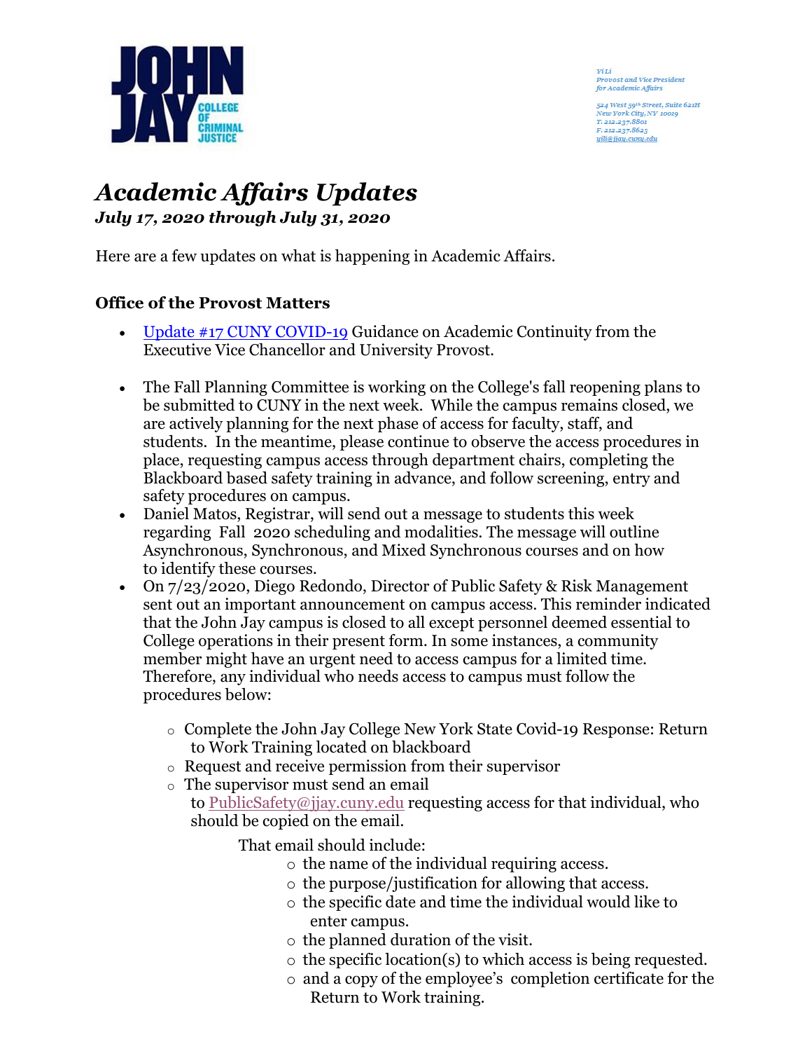Yi Li
Provost and Vice President
for Academic Affairs

524 West 59th Street, Suite 621H
New York City, NY 10019
T. 212.237.8801
F. 212.237.8623
yili@jjay.cuny.edu

# *Academic Affairs Updates*

***July 17, 2020 through July 31, 2020***

Here are a few updates on what is happening in Academic Affairs.

## Office of the Provost Matters

- Update #17 CUNY COVID-19 Guidance on Academic Continuity from the Executive Vice Chancellor and University Provost.

- The Fall Planning Committee is working on the College's fall reopening plans to be submitted to CUNY in the next week. While the campus remains closed, we are actively planning for the next phase of access for faculty, staff, and students. In the meantime, please continue to observe the access procedures in place, requesting campus access through department chairs, completing the Blackboard based safety training in advance, and follow screening, entry and safety procedures on campus.
- Daniel Matos, Registrar, will send out a message to students this week regarding Fall 2020 scheduling and modalities. The message will outline Asynchronous, Synchronous, and Mixed Synchronous courses and on how to identify these courses.
- On 7/23/2020, Diego Redondo, Director of Public Safety & Risk Management sent out an important announcement on campus access. This reminder indicated that the John Jay campus is closed to all except personnel deemed essential to College operations in their present form. In some instances, a community member might have an urgent need to access campus for a limited time. Therefore, any individual who needs access to campus must follow the procedures below:

    - Complete the John Jay College New York State Covid-19 Response: Return to Work Training located on blackboard
    - Request and receive permission from their supervisor
    - The supervisor must send an email to PublicSafety@jjay.cuny.edu requesting access for that individual, who should be copied on the email.

      That email should include:
        - the name of the individual requiring access.
        - the purpose/justification for allowing that access.
        - the specific date and time the individual would like to enter campus.
        - the planned duration of the visit.
        - the specific location(s) to which access is being requested.
        - and a copy of the employee's completion certificate for the Return to Work training.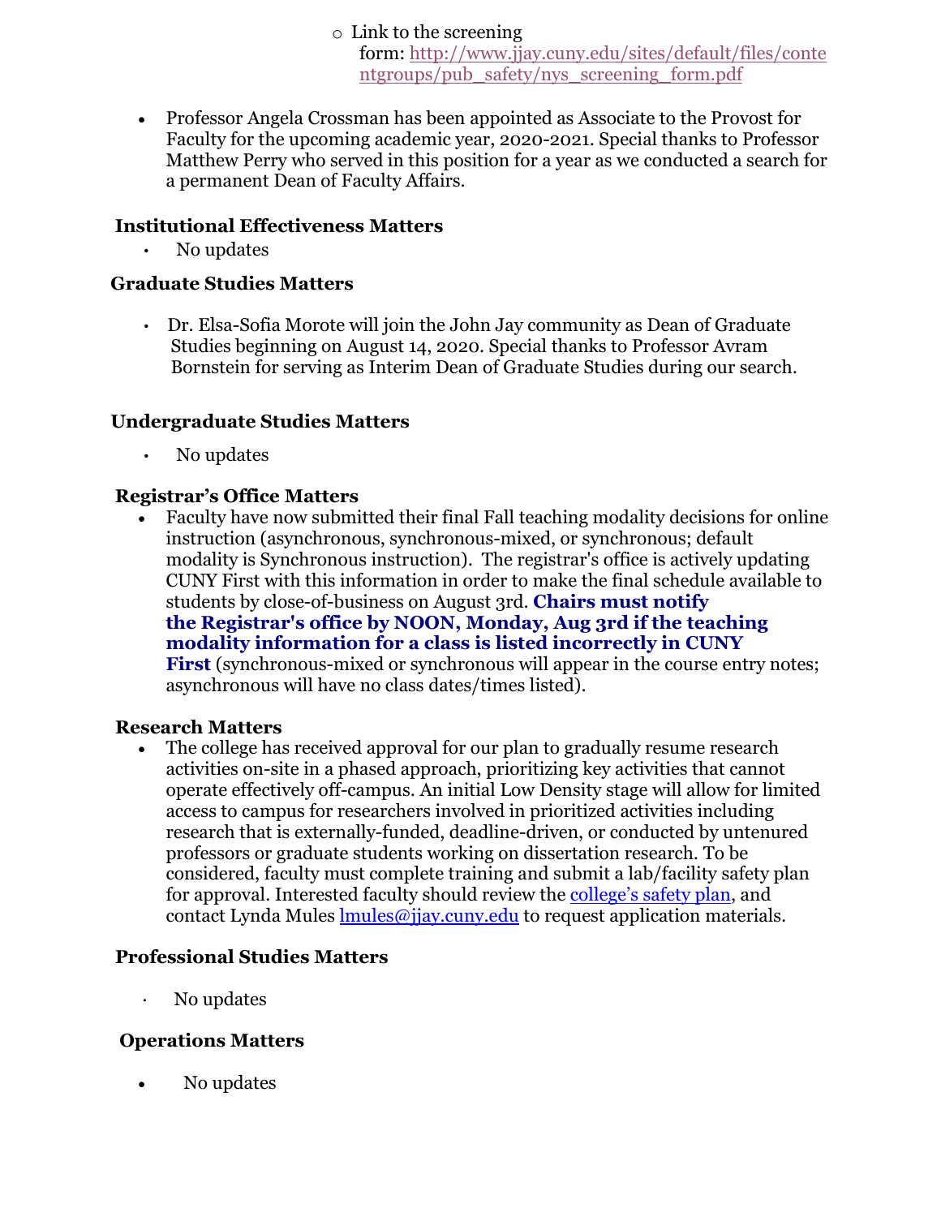- Link to the screening form: http://www.jjay.cuny.edu/sites/default/files/contentgroups/pub_safety/nys_screening_form.pdf

- Professor Angela Crossman has been appointed as Associate to the Provost for Faculty for the upcoming academic year, 2020-2021. Special thanks to Professor Matthew Perry who served in this position for a year as we conducted a search for a permanent Dean of Faculty Affairs.

**Institutional Effectiveness Matters**

- No updates

**Graduate Studies Matters**

- Dr. Elsa-Sofia Morote will join the John Jay community as Dean of Graduate Studies beginning on August 14, 2020. Special thanks to Professor Avram Bornstein for serving as Interim Dean of Graduate Studies during our search.

**Undergraduate Studies Matters**

- No updates

**Registrar's Office Matters**

- Faculty have now submitted their final Fall teaching modality decisions for online instruction (asynchronous, synchronous-mixed, or synchronous; default modality is Synchronous instruction). The registrar's office is actively updating CUNY First with this information in order to make the final schedule available to students by close-of-business on August 3rd. **Chairs must notify the Registrar's office by NOON, Monday, Aug 3rd if the teaching modality information for a class is listed incorrectly in CUNY First** (synchronous-mixed or synchronous will appear in the course entry notes; asynchronous will have no class dates/times listed).

**Research Matters**

- The college has received approval for our plan to gradually resume research activities on-site in a phased approach, prioritizing key activities that cannot operate effectively off-campus. An initial Low Density stage will allow for limited access to campus for researchers involved in prioritized activities including research that is externally-funded, deadline-driven, or conducted by untenured professors or graduate students working on dissertation research. To be considered, faculty must complete training and submit a lab/facility safety plan for approval. Interested faculty should review the college's safety plan, and contact Lynda Mules lmules@jjay.cuny.edu to request application materials.

**Professional Studies Matters**

- No updates

**Operations Matters**

- No updates